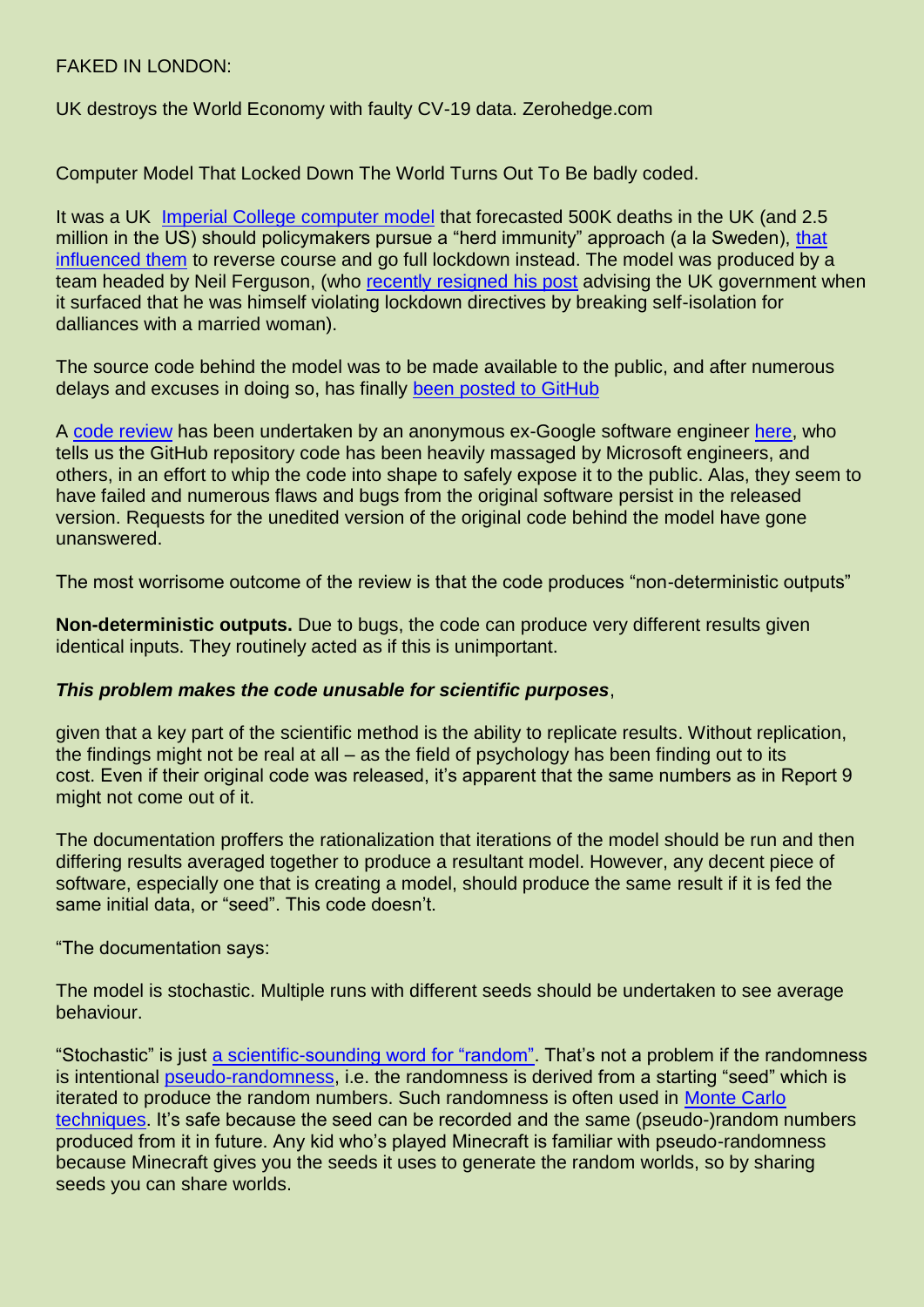FAKED IN LONDON:

UK destroys the World Economy with faulty CV-19 data. Zerohedge.com

Computer Model That Locked Down The World Turns Out To Be badly coded.

It was a UK Imperial College computer model that forecasted 500K deaths in the UK (and 2.5 million in the US) should policymakers pursue a "herd immunity" approach (a la Sweden), that influenced them to reverse course and go full lockdown instead. The model was produced by a team headed by Neil Ferguson, (who recently resigned his post advising the UK government when it surfaced that he was himself violating lockdown directives by breaking self-isolation for dalliances with a married woman).

The source code behind the model was to be made available to the public, and after numerous delays and excuses in doing so, has finally been posted to GitHub

A code review has been undertaken by an anonymous ex-Google software engineer here, who tells us the GitHub repository code has been heavily massaged by Microsoft engineers, and others, in an effort to whip the code into shape to safely expose it to the public. Alas, they seem to have failed and numerous flaws and bugs from the original software persist in the released version. Requests for the unedited version of the original code behind the model have gone unanswered.

The most worrisome outcome of the review is that the code produces "non-deterministic outputs"

**Non-deterministic outputs.** Due to bugs, the code can produce very different results given identical inputs. They routinely acted as if this is unimportant.

***This problem makes the code unusable for scientific purposes***,

given that a key part of the scientific method is the ability to replicate results. Without replication, the findings might not be real at all – as the field of psychology has been finding out to its cost. Even if their original code was released, it's apparent that the same numbers as in Report 9 might not come out of it.

The documentation proffers the rationalization that iterations of the model should be run and then differing results averaged together to produce a resultant model. However, any decent piece of software, especially one that is creating a model, should produce the same result if it is fed the same initial data, or "seed". This code doesn't.

"The documentation says:

The model is stochastic. Multiple runs with different seeds should be undertaken to see average behaviour.

"Stochastic" is just a scientific-sounding word for "random". That's not a problem if the randomness is intentional pseudo-randomness, i.e. the randomness is derived from a starting "seed" which is iterated to produce the random numbers. Such randomness is often used in Monte Carlo techniques. It's safe because the seed can be recorded and the same (pseudo-)random numbers produced from it in future. Any kid who's played Minecraft is familiar with pseudo-randomness because Minecraft gives you the seeds it uses to generate the random worlds, so by sharing seeds you can share worlds.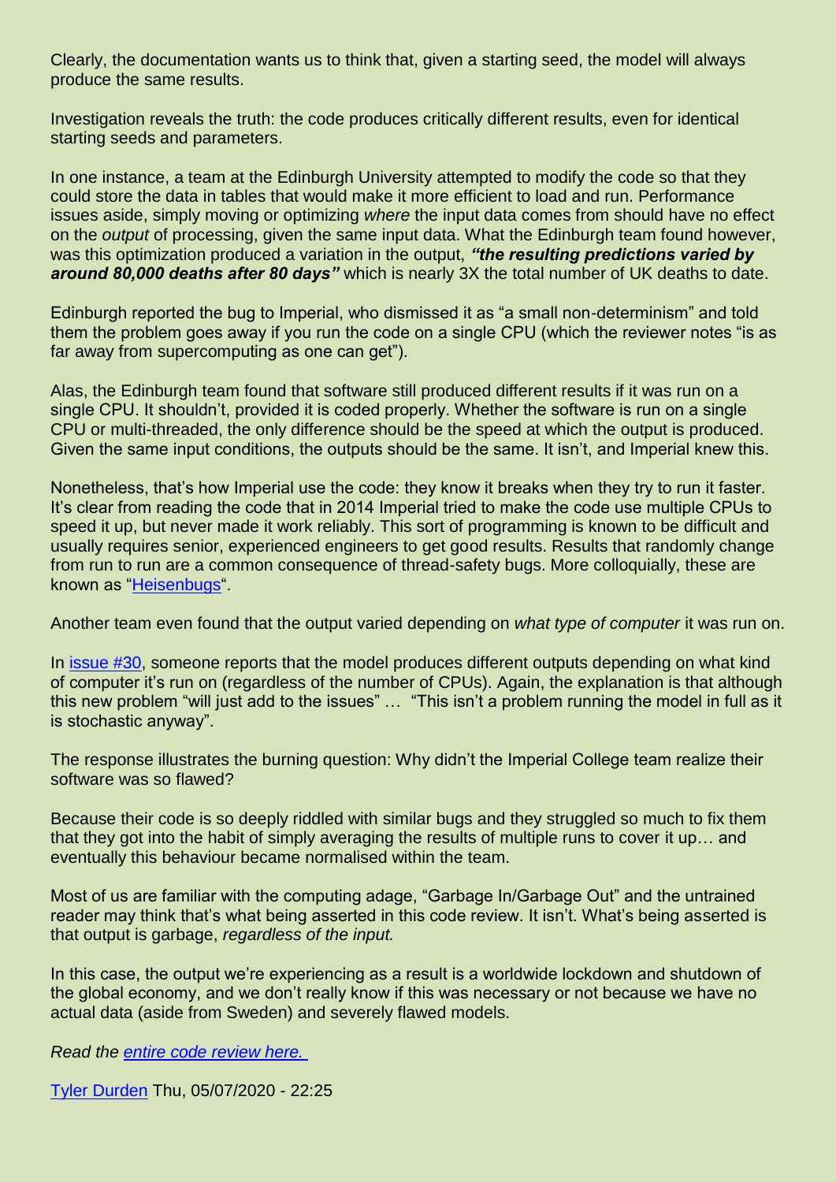Clearly, the documentation wants us to think that, given a starting seed, the model will always produce the same results.

Investigation reveals the truth: the code produces critically different results, even for identical starting seeds and parameters.

In one instance, a team at the Edinburgh University attempted to modify the code so that they could store the data in tables that would make it more efficient to load and run. Performance issues aside, simply moving or optimizing *where* the input data comes from should have no effect on the *output* of processing, given the same input data. What the Edinburgh team found however, was this optimization produced a variation in the output, ***"the resulting predictions varied by around 80,000 deaths after 80 days"*** which is nearly 3X the total number of UK deaths to date.

Edinburgh reported the bug to Imperial, who dismissed it as "a small non-determinism" and told them the problem goes away if you run the code on a single CPU (which the reviewer notes "is as far away from supercomputing as one can get").

Alas, the Edinburgh team found that software still produced different results if it was run on a single CPU. It shouldn't, provided it is coded properly. Whether the software is run on a single CPU or multi-threaded, the only difference should be the speed at which the output is produced. Given the same input conditions, the outputs should be the same. It isn't, and Imperial knew this.

Nonetheless, that's how Imperial use the code: they know it breaks when they try to run it faster. It's clear from reading the code that in 2014 Imperial tried to make the code use multiple CPUs to speed it up, but never made it work reliably. This sort of programming is known to be difficult and usually requires senior, experienced engineers to get good results. Results that randomly change from run to run are a common consequence of thread-safety bugs. More colloquially, these are known as "Heisenbugs".

Another team even found that the output varied depending on *what type of computer* it was run on.

In issue #30, someone reports that the model produces different outputs depending on what kind of computer it's run on (regardless of the number of CPUs). Again, the explanation is that although this new problem "will just add to the issues" … "This isn't a problem running the model in full as it is stochastic anyway".

The response illustrates the burning question: Why didn't the Imperial College team realize their software was so flawed?

Because their code is so deeply riddled with similar bugs and they struggled so much to fix them that they got into the habit of simply averaging the results of multiple runs to cover it up… and eventually this behaviour became normalised within the team.

Most of us are familiar with the computing adage, "Garbage In/Garbage Out" and the untrained reader may think that's what being asserted in this code review. It isn't. What's being asserted is that output is garbage, *regardless of the input.*

In this case, the output we're experiencing as a result is a worldwide lockdown and shutdown of the global economy, and we don't really know if this was necessary or not because we have no actual data (aside from Sweden) and severely flawed models.

*Read the entire code review here.*

Tyler Durden Thu, 05/07/2020 - 22:25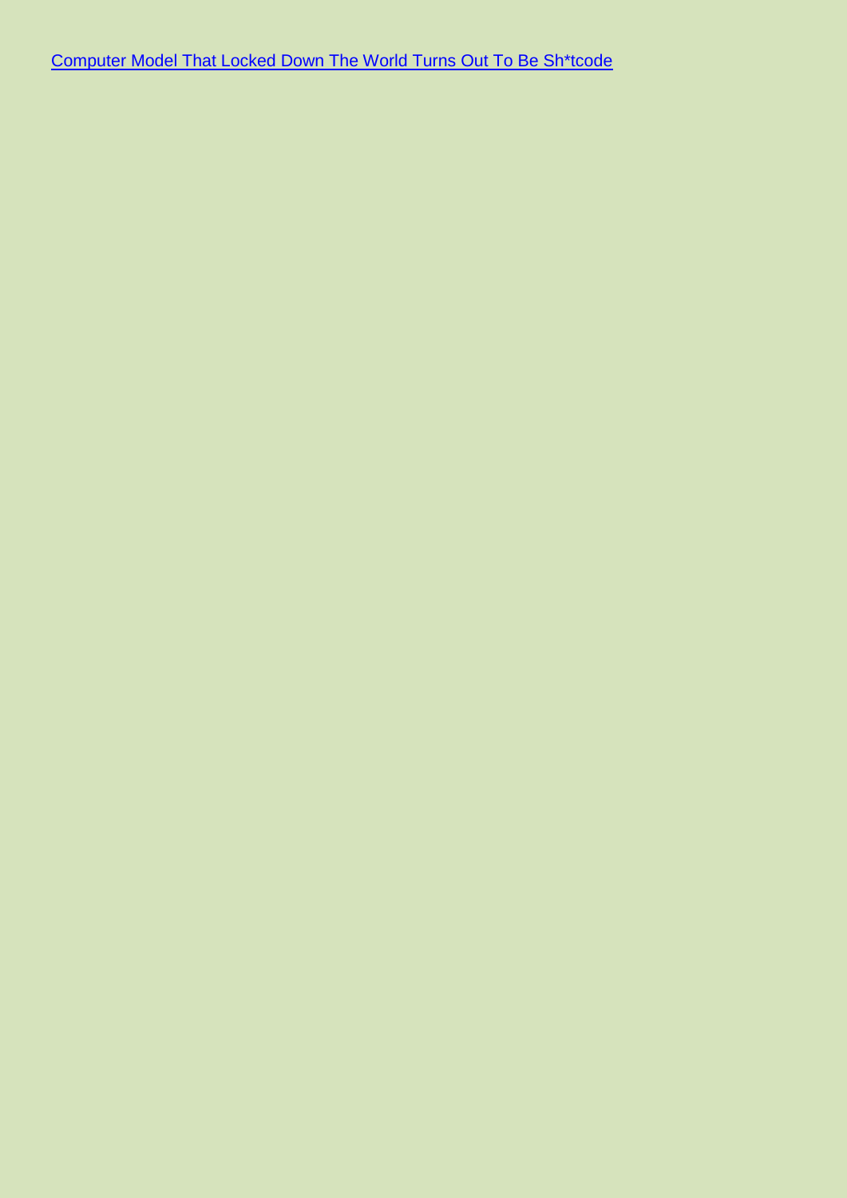[Computer Model That Locked Down The World Turns Out To Be Sh*tcode]